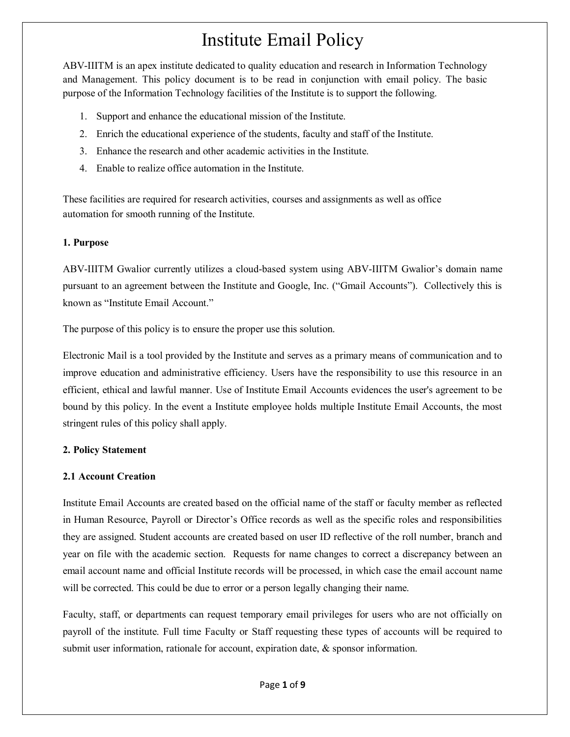# Institute Email Policy

ABV-IIITM is an apex institute dedicated to quality education and research in Information Technology and Management. This policy document is to be read in conjunction with email policy. The basic purpose of the Information Technology facilities of the Institute is to support the following.

1. Support and enhance the educational mission of the Institute.
2. Enrich the educational experience of the students, faculty and staff of the Institute.
3. Enhance the research and other academic activities in the Institute.
4. Enable to realize office automation in the Institute.

These facilities are required for research activities, courses and assignments as well as office automation for smooth running of the Institute.

### 1. Purpose

ABV-IIITM Gwalior currently utilizes a cloud-based system using ABV-IIITM Gwalior's domain name pursuant to an agreement between the Institute and Google, Inc. ("Gmail Accounts"). Collectively this is known as "Institute Email Account."

The purpose of this policy is to ensure the proper use this solution.

Electronic Mail is a tool provided by the Institute and serves as a primary means of communication and to improve education and administrative efficiency. Users have the responsibility to use this resource in an efficient, ethical and lawful manner. Use of Institute Email Accounts evidences the user's agreement to be bound by this policy. In the event a Institute employee holds multiple Institute Email Accounts, the most stringent rules of this policy shall apply.

### 2. Policy Statement

#### 2.1 Account Creation

Institute Email Accounts are created based on the official name of the staff or faculty member as reflected in Human Resource, Payroll or Director's Office records as well as the specific roles and responsibilities they are assigned. Student accounts are created based on user ID reflective of the roll number, branch and year on file with the academic section. Requests for name changes to correct a discrepancy between an email account name and official Institute records will be processed, in which case the email account name will be corrected. This could be due to error or a person legally changing their name.

Faculty, staff, or departments can request temporary email privileges for users who are not officially on payroll of the institute. Full time Faculty or Staff requesting these types of accounts will be required to submit user information, rationale for account, expiration date, & sponsor information.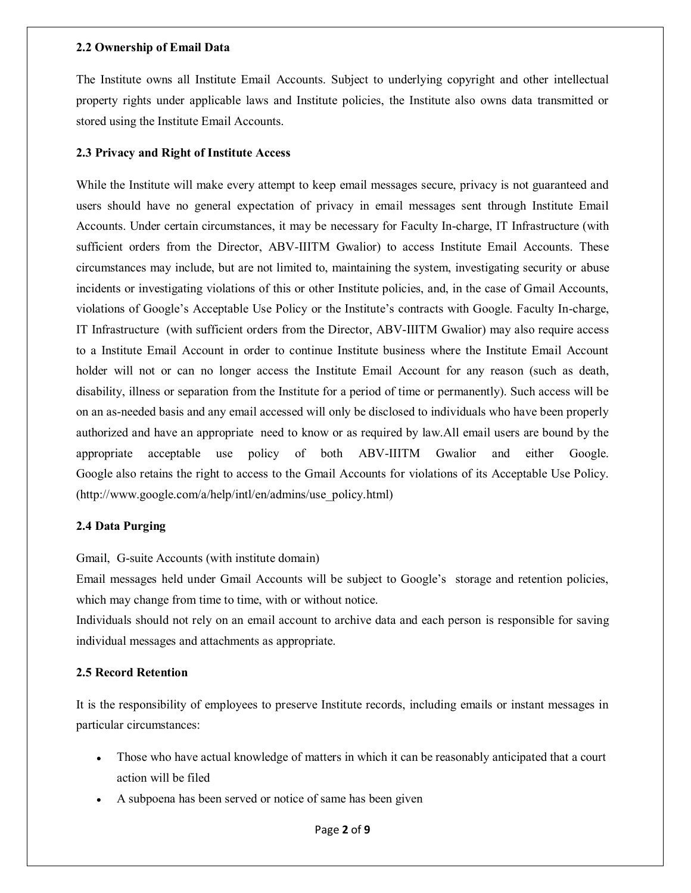### 2.2 Ownership of Email Data

The Institute owns all Institute Email Accounts. Subject to underlying copyright and other intellectual property rights under applicable laws and Institute policies, the Institute also owns data transmitted or stored using the Institute Email Accounts.

### 2.3 Privacy and Right of Institute Access

While the Institute will make every attempt to keep email messages secure, privacy is not guaranteed and users should have no general expectation of privacy in email messages sent through Institute Email Accounts. Under certain circumstances, it may be necessary for Faculty In-charge, IT Infrastructure (with sufficient orders from the Director, ABV-IIITM Gwalior) to access Institute Email Accounts. These circumstances may include, but are not limited to, maintaining the system, investigating security or abuse incidents or investigating violations of this or other Institute policies, and, in the case of Gmail Accounts, violations of Google's Acceptable Use Policy or the Institute's contracts with Google. Faculty In-charge, IT Infrastructure (with sufficient orders from the Director, ABV-IIITM Gwalior) may also require access to a Institute Email Account in order to continue Institute business where the Institute Email Account holder will not or can no longer access the Institute Email Account for any reason (such as death, disability, illness or separation from the Institute for a period of time or permanently). Such access will be on an as-needed basis and any email accessed will only be disclosed to individuals who have been properly authorized and have an appropriate need to know or as required by law.All email users are bound by the appropriate acceptable use policy of both ABV-IIITM Gwalior and either Google. Google also retains the right to access to the Gmail Accounts for violations of its Acceptable Use Policy. (http://www.google.com/a/help/intl/en/admins/use_policy.html)

### 2.4 Data Purging

Gmail, G-suite Accounts (with institute domain)

Email messages held under Gmail Accounts will be subject to Google's storage and retention policies, which may change from time to time, with or without notice.

Individuals should not rely on an email account to archive data and each person is responsible for saving individual messages and attachments as appropriate.

### 2.5 Record Retention

It is the responsibility of employees to preserve Institute records, including emails or instant messages in particular circumstances:

- Those who have actual knowledge of matters in which it can be reasonably anticipated that a court action will be filed
- A subpoena has been served or notice of same has been given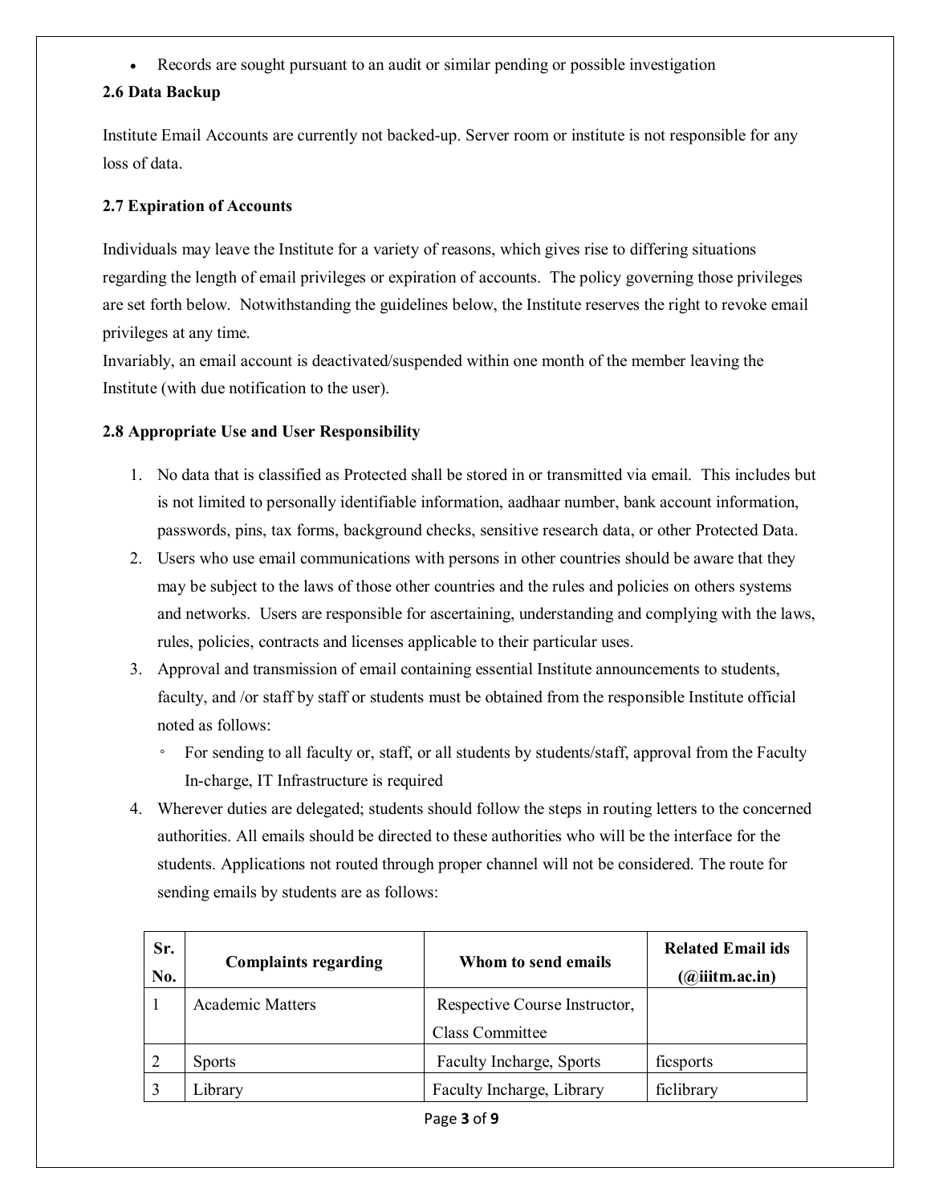- Records are sought pursuant to an audit or similar pending or possible investigation

### 2.6 Data Backup

Institute Email Accounts are currently not backed-up. Server room or institute is not responsible for any loss of data.

### 2.7 Expiration of Accounts

Individuals may leave the Institute for a variety of reasons, which gives rise to differing situations regarding the length of email privileges or expiration of accounts. The policy governing those privileges are set forth below. Notwithstanding the guidelines below, the Institute reserves the right to revoke email privileges at any time.

Invariably, an email account is deactivated/suspended within one month of the member leaving the Institute (with due notification to the user).

### 2.8 Appropriate Use and User Responsibility

1. No data that is classified as Protected shall be stored in or transmitted via email. This includes but is not limited to personally identifiable information, aadhaar number, bank account information, passwords, pins, tax forms, background checks, sensitive research data, or other Protected Data.
2. Users who use email communications with persons in other countries should be aware that they may be subject to the laws of those other countries and the rules and policies on others systems and networks. Users are responsible for ascertaining, understanding and complying with the laws, rules, policies, contracts and licenses applicable to their particular uses.
3. Approval and transmission of email containing essential Institute announcements to students, faculty, and /or staff by staff or students must be obtained from the responsible Institute official noted as follows:
   - For sending to all faculty or, staff, or all students by students/staff, approval from the Faculty In-charge, IT Infrastructure is required
4. Wherever duties are delegated; students should follow the steps in routing letters to the concerned authorities. All emails should be directed to these authorities who will be the interface for the students. Applications not routed through proper channel will not be considered. The route for sending emails by students are as follows:

| Sr. No. | Complaints regarding | Whom to send emails | Related Email ids (@iiitm.ac.in) |
|---|---|---|---|
| 1 | Academic Matters | Respective Course Instructor, Class Committee | |
| 2 | Sports | Faculty Incharge, Sports | ficsports |
| 3 | Library | Faculty Incharge, Library | ficlibrary |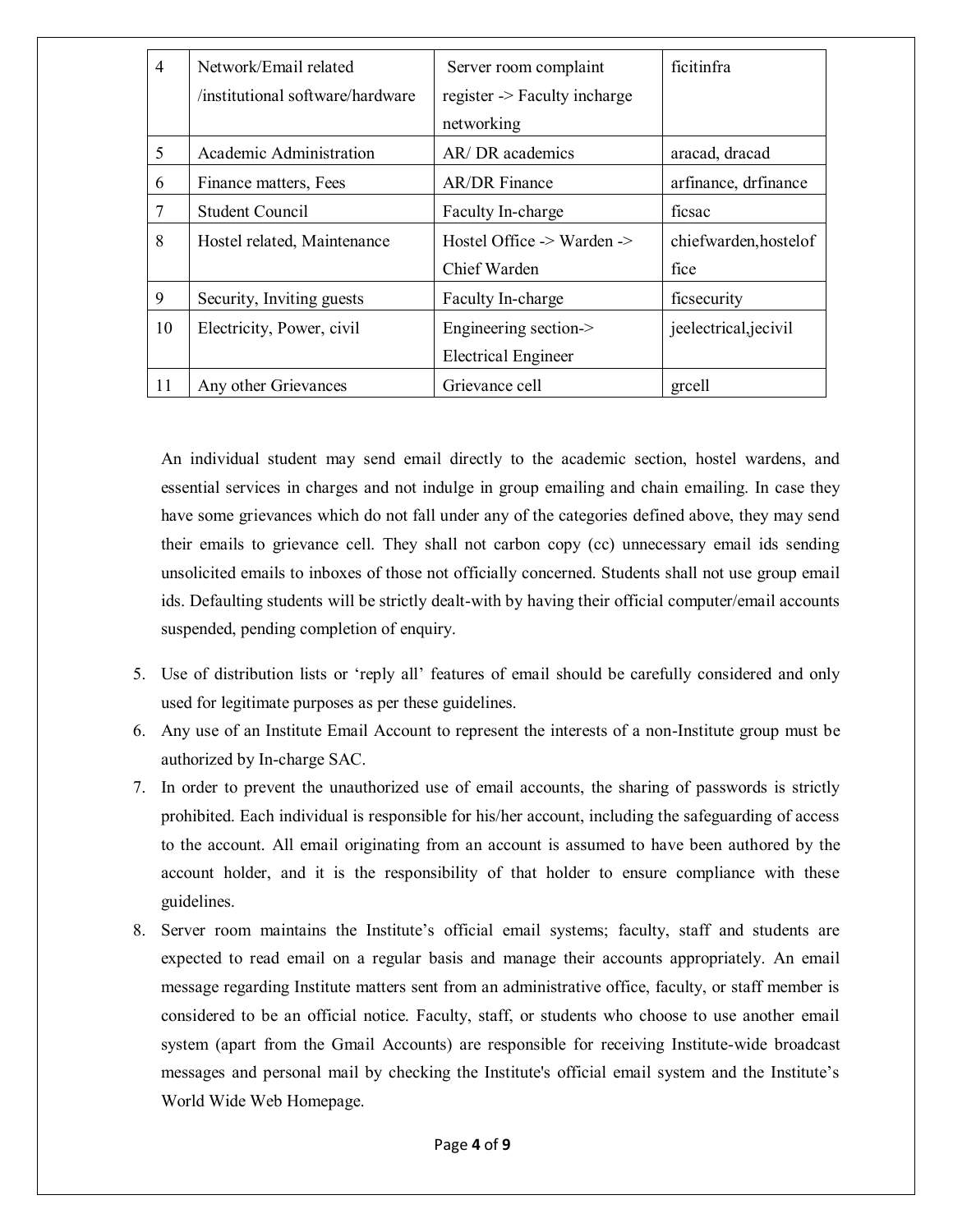| 4 | Network/Email related /institutional software/hardware | Server room complaint register -> Faculty incharge networking | ficitinfra |
|---|---|---|---|
| 5 | Academic Administration | AR/ DR academics | aracad, dracad |
| 6 | Finance matters, Fees | AR/DR Finance | arfinance, drfinance |
| 7 | Student Council | Faculty In-charge | ficsac |
| 8 | Hostel related, Maintenance | Hostel Office -> Warden -> Chief Warden | chiefwarden,hosteloffice |
| 9 | Security, Inviting guests | Faculty In-charge | ficsecurity |
| 10 | Electricity, Power, civil | Engineering section-> Electrical Engineer | jeelectrical,jecivil |
| 11 | Any other Grievances | Grievance cell | grcell |

An individual student may send email directly to the academic section, hostel wardens, and essential services in charges and not indulge in group emailing and chain emailing. In case they have some grievances which do not fall under any of the categories defined above, they may send their emails to grievance cell. They shall not carbon copy (cc) unnecessary email ids sending unsolicited emails to inboxes of those not officially concerned. Students shall not use group email ids. Defaulting students will be strictly dealt-with by having their official computer/email accounts suspended, pending completion of enquiry.

5. Use of distribution lists or 'reply all' features of email should be carefully considered and only used for legitimate purposes as per these guidelines.
6. Any use of an Institute Email Account to represent the interests of a non-Institute group must be authorized by In-charge SAC.
7. In order to prevent the unauthorized use of email accounts, the sharing of passwords is strictly prohibited. Each individual is responsible for his/her account, including the safeguarding of access to the account. All email originating from an account is assumed to have been authored by the account holder, and it is the responsibility of that holder to ensure compliance with these guidelines.
8. Server room maintains the Institute's official email systems; faculty, staff and students are expected to read email on a regular basis and manage their accounts appropriately. An email message regarding Institute matters sent from an administrative office, faculty, or staff member is considered to be an official notice. Faculty, staff, or students who choose to use another email system (apart from the Gmail Accounts) are responsible for receiving Institute-wide broadcast messages and personal mail by checking the Institute's official email system and the Institute's World Wide Web Homepage.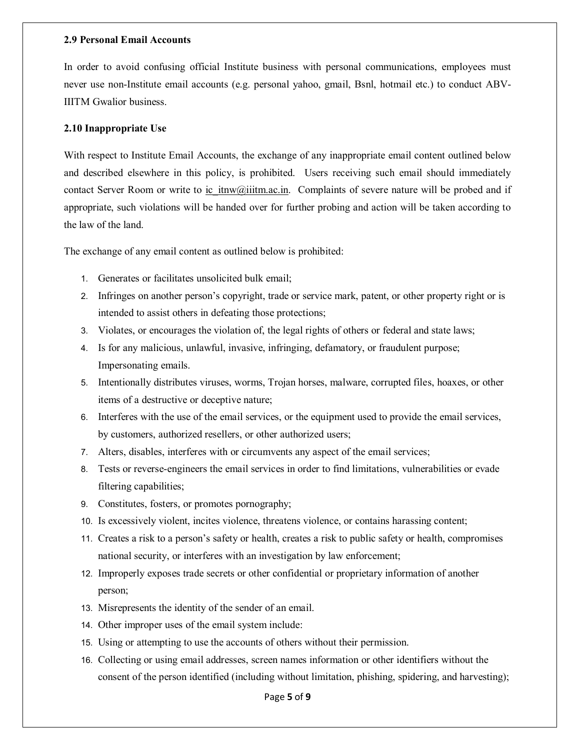### 2.9 Personal Email Accounts

In order to avoid confusing official Institute business with personal communications, employees must never use non-Institute email accounts (e.g. personal yahoo, gmail, Bsnl, hotmail etc.) to conduct ABV-IIITM Gwalior business.

### 2.10 Inappropriate Use

With respect to Institute Email Accounts, the exchange of any inappropriate email content outlined below and described elsewhere in this policy, is prohibited. Users receiving such email should immediately contact Server Room or write to ic_itnw@iiitm.ac.in. Complaints of severe nature will be probed and if appropriate, such violations will be handed over for further probing and action will be taken according to the law of the land.

The exchange of any email content as outlined below is prohibited:

1. Generates or facilitates unsolicited bulk email;
2. Infringes on another person's copyright, trade or service mark, patent, or other property right or is intended to assist others in defeating those protections;
3. Violates, or encourages the violation of, the legal rights of others or federal and state laws;
4. Is for any malicious, unlawful, invasive, infringing, defamatory, or fraudulent purpose; Impersonating emails.
5. Intentionally distributes viruses, worms, Trojan horses, malware, corrupted files, hoaxes, or other items of a destructive or deceptive nature;
6. Interferes with the use of the email services, or the equipment used to provide the email services, by customers, authorized resellers, or other authorized users;
7. Alters, disables, interferes with or circumvents any aspect of the email services;
8. Tests or reverse-engineers the email services in order to find limitations, vulnerabilities or evade filtering capabilities;
9. Constitutes, fosters, or promotes pornography;
10. Is excessively violent, incites violence, threatens violence, or contains harassing content;
11. Creates a risk to a person's safety or health, creates a risk to public safety or health, compromises national security, or interferes with an investigation by law enforcement;
12. Improperly exposes trade secrets or other confidential or proprietary information of another person;
13. Misrepresents the identity of the sender of an email.
14. Other improper uses of the email system include:
15. Using or attempting to use the accounts of others without their permission.
16. Collecting or using email addresses, screen names information or other identifiers without the consent of the person identified (including without limitation, phishing, spidering, and harvesting);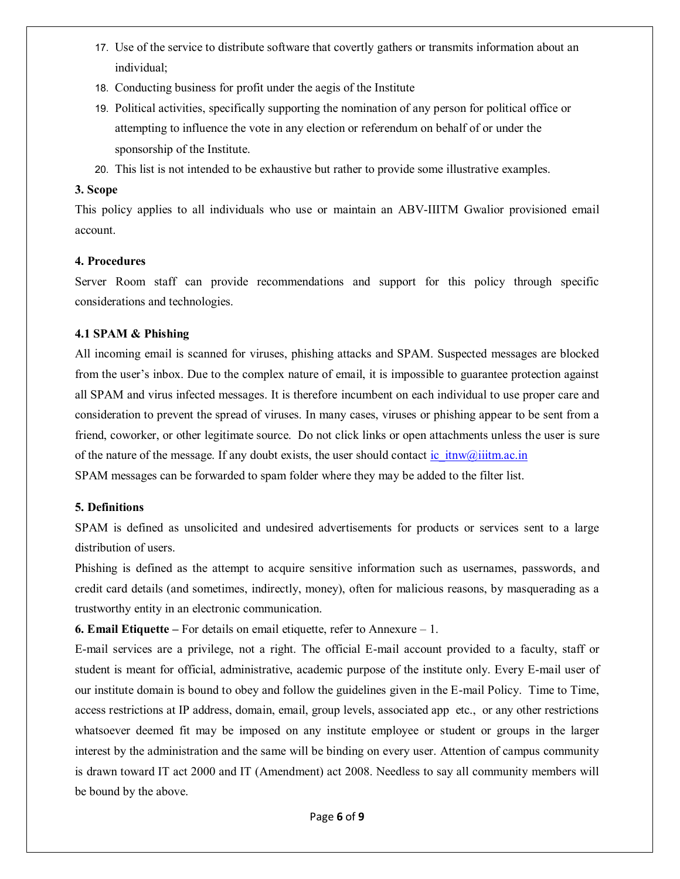17. Use of the service to distribute software that covertly gathers or transmits information about an individual;
18. Conducting business for profit under the aegis of the Institute
19. Political activities, specifically supporting the nomination of any person for political office or attempting to influence the vote in any election or referendum on behalf of or under the sponsorship of the Institute.
20. This list is not intended to be exhaustive but rather to provide some illustrative examples.

**3. Scope**

This policy applies to all individuals who use or maintain an ABV-IIITM Gwalior provisioned email account.

**4. Procedures**

Server Room staff can provide recommendations and support for this policy through specific considerations and technologies.

**4.1 SPAM & Phishing**

All incoming email is scanned for viruses, phishing attacks and SPAM. Suspected messages are blocked from the user's inbox. Due to the complex nature of email, it is impossible to guarantee protection against all SPAM and virus infected messages. It is therefore incumbent on each individual to use proper care and consideration to prevent the spread of viruses. In many cases, viruses or phishing appear to be sent from a friend, coworker, or other legitimate source. Do not click links or open attachments unless the user is sure of the nature of the message. If any doubt exists, the user should contact ic_itnw@iiitm.ac.in

SPAM messages can be forwarded to spam folder where they may be added to the filter list.

**5. Definitions**

SPAM is defined as unsolicited and undesired advertisements for products or services sent to a large distribution of users.

Phishing is defined as the attempt to acquire sensitive information such as usernames, passwords, and credit card details (and sometimes, indirectly, money), often for malicious reasons, by masquerading as a trustworthy entity in an electronic communication.

**6. Email Etiquette –** For details on email etiquette, refer to Annexure – 1.

E-mail services are a privilege, not a right. The official E-mail account provided to a faculty, staff or student is meant for official, administrative, academic purpose of the institute only. Every E-mail user of our institute domain is bound to obey and follow the guidelines given in the E-mail Policy. Time to Time, access restrictions at IP address, domain, email, group levels, associated app etc., or any other restrictions whatsoever deemed fit may be imposed on any institute employee or student or groups in the larger interest by the administration and the same will be binding on every user. Attention of campus community is drawn toward IT act 2000 and IT (Amendment) act 2008. Needless to say all community members will be bound by the above.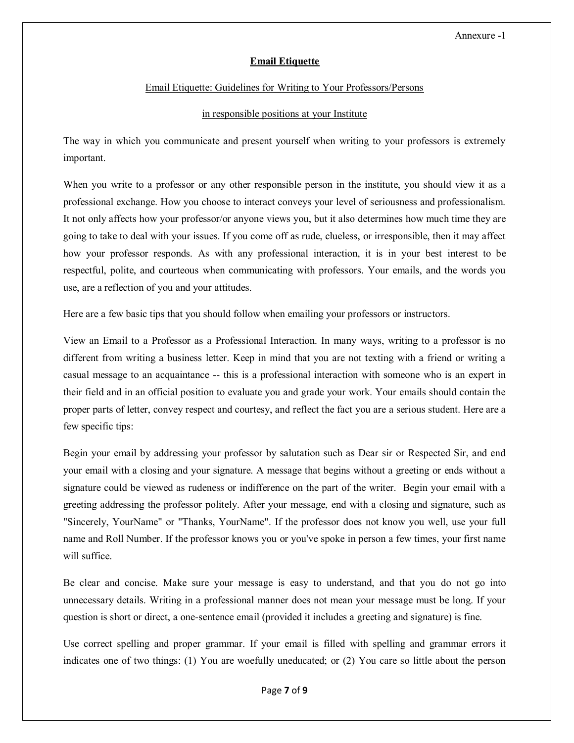Annexure -1

## Email Etiquette

Email Etiquette: Guidelines for Writing to Your Professors/Persons

in responsible positions at your Institute

The way in which you communicate and present yourself when writing to your professors is extremely important.

When you write to a professor or any other responsible person in the institute, you should view it as a professional exchange. How you choose to interact conveys your level of seriousness and professionalism. It not only affects how your professor/or anyone views you, but it also determines how much time they are going to take to deal with your issues. If you come off as rude, clueless, or irresponsible, then it may affect how your professor responds. As with any professional interaction, it is in your best interest to be respectful, polite, and courteous when communicating with professors. Your emails, and the words you use, are a reflection of you and your attitudes.

Here are a few basic tips that you should follow when emailing your professors or instructors.

View an Email to a Professor as a Professional Interaction. In many ways, writing to a professor is no different from writing a business letter. Keep in mind that you are not texting with a friend or writing a casual message to an acquaintance -- this is a professional interaction with someone who is an expert in their field and in an official position to evaluate you and grade your work. Your emails should contain the proper parts of letter, convey respect and courtesy, and reflect the fact you are a serious student. Here are a few specific tips:

Begin your email by addressing your professor by salutation such as Dear sir or Respected Sir, and end your email with a closing and your signature. A message that begins without a greeting or ends without a signature could be viewed as rudeness or indifference on the part of the writer. Begin your email with a greeting addressing the professor politely. After your message, end with a closing and signature, such as "Sincerely, YourName" or "Thanks, YourName". If the professor does not know you well, use your full name and Roll Number. If the professor knows you or you've spoke in person a few times, your first name will suffice.

Be clear and concise. Make sure your message is easy to understand, and that you do not go into unnecessary details. Writing in a professional manner does not mean your message must be long. If your question is short or direct, a one-sentence email (provided it includes a greeting and signature) is fine.

Use correct spelling and proper grammar. If your email is filled with spelling and grammar errors it indicates one of two things: (1) You are woefully uneducated; or (2) You care so little about the person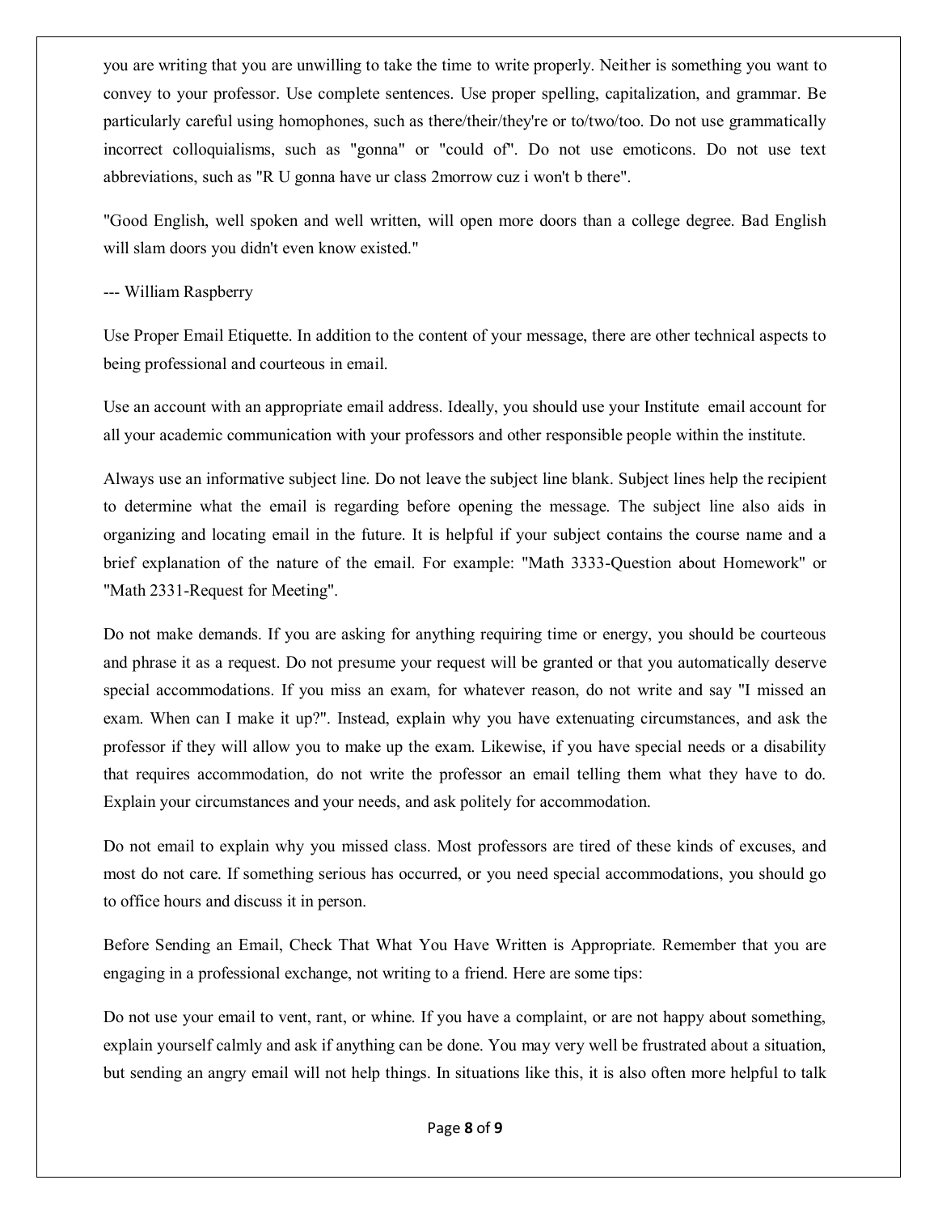you are writing that you are unwilling to take the time to write properly. Neither is something you want to convey to your professor. Use complete sentences. Use proper spelling, capitalization, and grammar. Be particularly careful using homophones, such as there/their/they're or to/two/too. Do not use grammatically incorrect colloquialisms, such as "gonna" or "could of". Do not use emoticons. Do not use text abbreviations, such as "R U gonna have ur class 2morrow cuz i won't b there".

"Good English, well spoken and well written, will open more doors than a college degree. Bad English will slam doors you didn't even know existed."

--- William Raspberry

Use Proper Email Etiquette. In addition to the content of your message, there are other technical aspects to being professional and courteous in email.

Use an account with an appropriate email address. Ideally, you should use your Institute email account for all your academic communication with your professors and other responsible people within the institute.

Always use an informative subject line. Do not leave the subject line blank. Subject lines help the recipient to determine what the email is regarding before opening the message. The subject line also aids in organizing and locating email in the future. It is helpful if your subject contains the course name and a brief explanation of the nature of the email. For example: "Math 3333-Question about Homework" or "Math 2331-Request for Meeting".

Do not make demands. If you are asking for anything requiring time or energy, you should be courteous and phrase it as a request. Do not presume your request will be granted or that you automatically deserve special accommodations. If you miss an exam, for whatever reason, do not write and say "I missed an exam. When can I make it up?". Instead, explain why you have extenuating circumstances, and ask the professor if they will allow you to make up the exam. Likewise, if you have special needs or a disability that requires accommodation, do not write the professor an email telling them what they have to do. Explain your circumstances and your needs, and ask politely for accommodation.

Do not email to explain why you missed class. Most professors are tired of these kinds of excuses, and most do not care. If something serious has occurred, or you need special accommodations, you should go to office hours and discuss it in person.

Before Sending an Email, Check That What You Have Written is Appropriate. Remember that you are engaging in a professional exchange, not writing to a friend. Here are some tips:

Do not use your email to vent, rant, or whine. If you have a complaint, or are not happy about something, explain yourself calmly and ask if anything can be done. You may very well be frustrated about a situation, but sending an angry email will not help things. In situations like this, it is also often more helpful to talk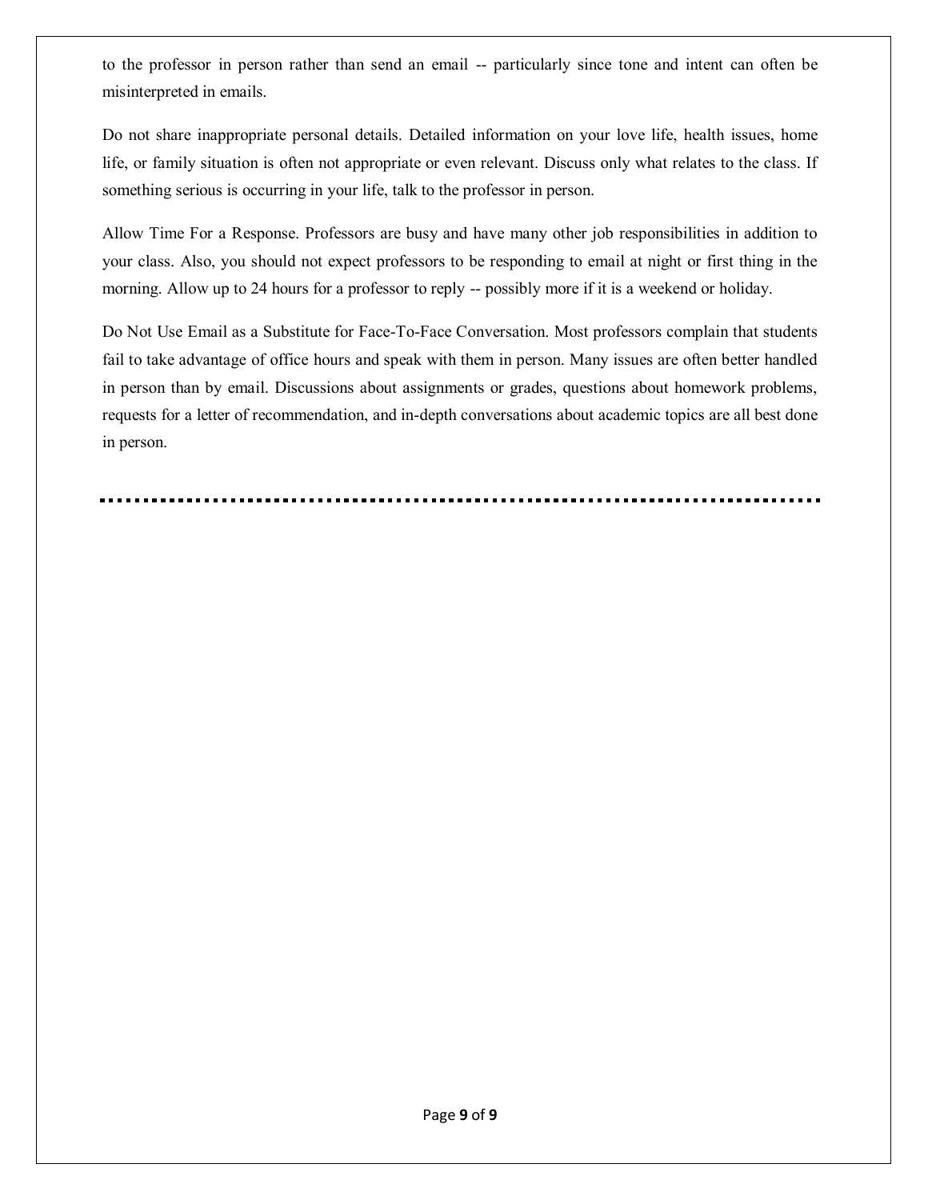to the professor in person rather than send an email -- particularly since tone and intent can often be misinterpreted in emails.

Do not share inappropriate personal details. Detailed information on your love life, health issues, home life, or family situation is often not appropriate or even relevant. Discuss only what relates to the class. If something serious is occurring in your life, talk to the professor in person.

Allow Time For a Response. Professors are busy and have many other job responsibilities in addition to your class. Also, you should not expect professors to be responding to email at night or first thing in the morning. Allow up to 24 hours for a professor to reply -- possibly more if it is a weekend or holiday.

Do Not Use Email as a Substitute for Face-To-Face Conversation. Most professors complain that students fail to take advantage of office hours and speak with them in person. Many issues are often better handled in person than by email. Discussions about assignments or grades, questions about homework problems, requests for a letter of recommendation, and in-depth conversations about academic topics are all best done in person.

---